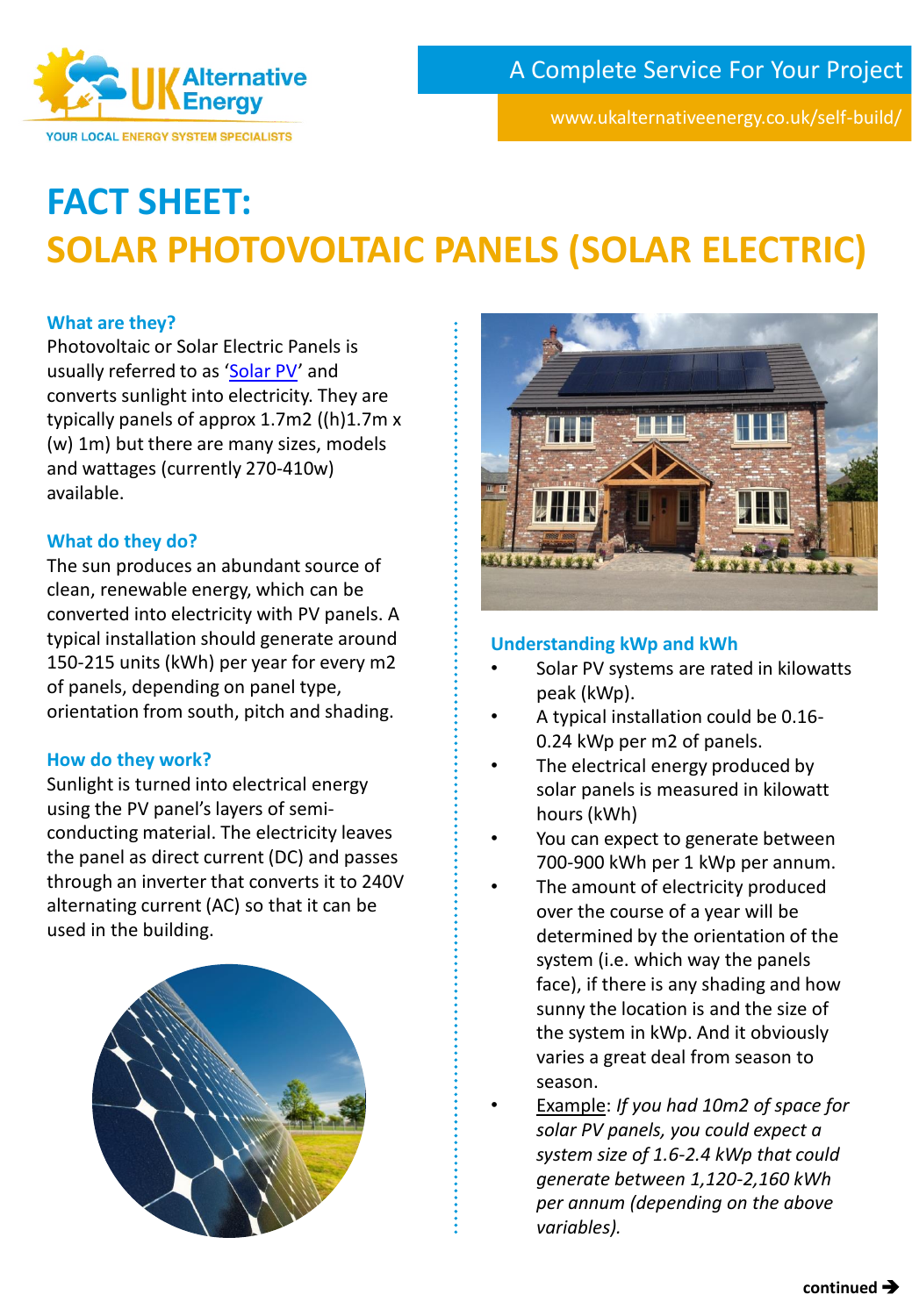UK Alternative Energy

YOUR LOCAL ENERGY SYSTEM SPECIALISTS

A Complete Service For Your Project

www.ukalternativeenergy.co.uk/self-build/

# FACT SHEET:
# SOLAR PHOTOVOLTAIC PANELS (SOLAR ELECTRIC)

### What are they?

Photovoltaic or Solar Electric Panels is usually referred to as 'Solar PV' and converts sunlight into electricity. They are typically panels of approx 1.7m2 ((h)1.7m x (w) 1m) but there are many sizes, models and wattages (currently 270-410w) available.

### What do they do?

The sun produces an abundant source of clean, renewable energy, which can be converted into electricity with PV panels. A typical installation should generate around 150-215 units (kWh) per year for every m2 of panels, depending on panel type, orientation from south, pitch and shading.

### How do they work?

Sunlight is turned into electrical energy using the PV panel's layers of semi-conducting material. The electricity leaves the panel as direct current (DC) and passes through an inverter that converts it to 240V alternating current (AC) so that it can be used in the building.

### Understanding kWp and kWh

- Solar PV systems are rated in kilowatts peak (kWp).
- A typical installation could be 0.16-0.24 kWp per m2 of panels.
- The electrical energy produced by solar panels is measured in kilowatt hours (kWh)
- You can expect to generate between 700-900 kWh per 1 kWp per annum.
- The amount of electricity produced over the course of a year will be determined by the orientation of the system (i.e. which way the panels face), if there is any shading and how sunny the location is and the size of the system in kWp. And it obviously varies a great deal from season to season.
- Example: *If you had 10m2 of space for solar PV panels, you could expect a system size of 1.6-2.4 kWp that could generate between 1,120-2,160 kWh per annum (depending on the above variables).*

**continued ➔**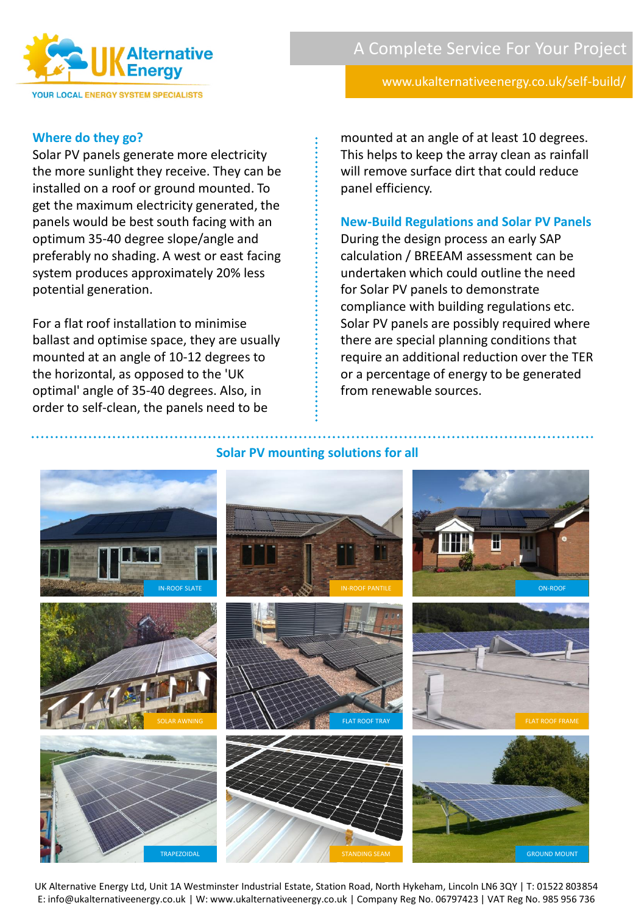UK Alternative Energy

YOUR LOCAL ENERGY SYSTEM SPECIALISTS

A Complete Service For Your Project

www.ukalternativeenergy.co.uk/self-build/

## Where do they go?

Solar PV panels generate more electricity the more sunlight they receive. They can be installed on a roof or ground mounted. To get the maximum electricity generated, the panels would be best south facing with an optimum 35-40 degree slope/angle and preferably no shading. A west or east facing system produces approximately 20% less potential generation.

For a flat roof installation to minimise ballast and optimise space, they are usually mounted at an angle of 10-12 degrees to the horizontal, as opposed to the 'UK optimal' angle of 35-40 degrees. Also, in order to self-clean, the panels need to be mounted at an angle of at least 10 degrees. This helps to keep the array clean as rainfall will remove surface dirt that could reduce panel efficiency.

## New-Build Regulations and Solar PV Panels

During the design process an early SAP calculation / BREEAM assessment can be undertaken which could outline the need for Solar PV panels to demonstrate compliance with building regulations etc. Solar PV panels are possibly required where there are special planning conditions that require an additional reduction over the TER or a percentage of energy to be generated from renewable sources.

## Solar PV mounting solutions for all

IN-ROOF SLATE

IN-ROOF PANTILE

ON-ROOF

SOLAR AWNING

FLAT ROOF TRAY

FLAT ROOF FRAME

TRAPEZOIDAL

STANDING SEAM

GROUND MOUNT

UK Alternative Energy Ltd, Unit 1A Westminster Industrial Estate, Station Road, North Hykeham, Lincoln LN6 3QY | T: 01522 803854
E: info@ukalternativeenergy.co.uk | W: www.ukalternativeenergy.co.uk | Company Reg No. 06797423 | VAT Reg No. 985 956 736